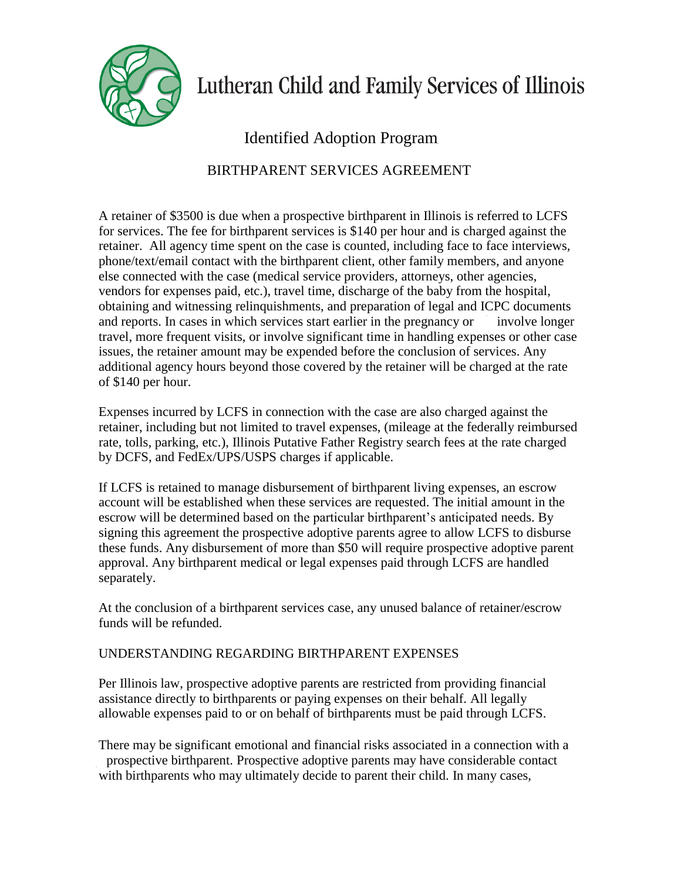# Lutheran Child and Family Services of Illinois

## Identified Adoption Program

### BIRTHPARENT SERVICES AGREEMENT

A retainer of $3500 is due when a prospective birthparent in Illinois is referred to LCFS for services. The fee for birthparent services is $140 per hour and is charged against the retainer. All agency time spent on the case is counted, including face to face interviews, phone/text/email contact with the birthparent client, other family members, and anyone else connected with the case (medical service providers, attorneys, other agencies, vendors for expenses paid, etc.), travel time, discharge of the baby from the hospital, obtaining and witnessing relinquishments, and preparation of legal and ICPC documents and reports. In cases in which services start earlier in the pregnancy or involve longer travel, more frequent visits, or involve significant time in handling expenses or other case issues, the retainer amount may be expended before the conclusion of services. Any additional agency hours beyond those covered by the retainer will be charged at the rate of $140 per hour.

Expenses incurred by LCFS in connection with the case are also charged against the retainer, including but not limited to travel expenses, (mileage at the federally reimbursed rate, tolls, parking, etc.), Illinois Putative Father Registry search fees at the rate charged by DCFS, and FedEx/UPS/USPS charges if applicable.

If LCFS is retained to manage disbursement of birthparent living expenses, an escrow account will be established when these services are requested. The initial amount in the escrow will be determined based on the particular birthparent's anticipated needs. By signing this agreement the prospective adoptive parents agree to allow LCFS to disburse these funds. Any disbursement of more than $50 will require prospective adoptive parent approval. Any birthparent medical or legal expenses paid through LCFS are handled separately.

At the conclusion of a birthparent services case, any unused balance of retainer/escrow funds will be refunded.

UNDERSTANDING REGARDING BIRTHPARENT EXPENSES

Per Illinois law, prospective adoptive parents are restricted from providing financial assistance directly to birthparents or paying expenses on their behalf. All legally allowable expenses paid to or on behalf of birthparents must be paid through LCFS.

There may be significant emotional and financial risks associated in a connection with a prospective birthparent. Prospective adoptive parents may have considerable contact with birthparents who may ultimately decide to parent their child. In many cases,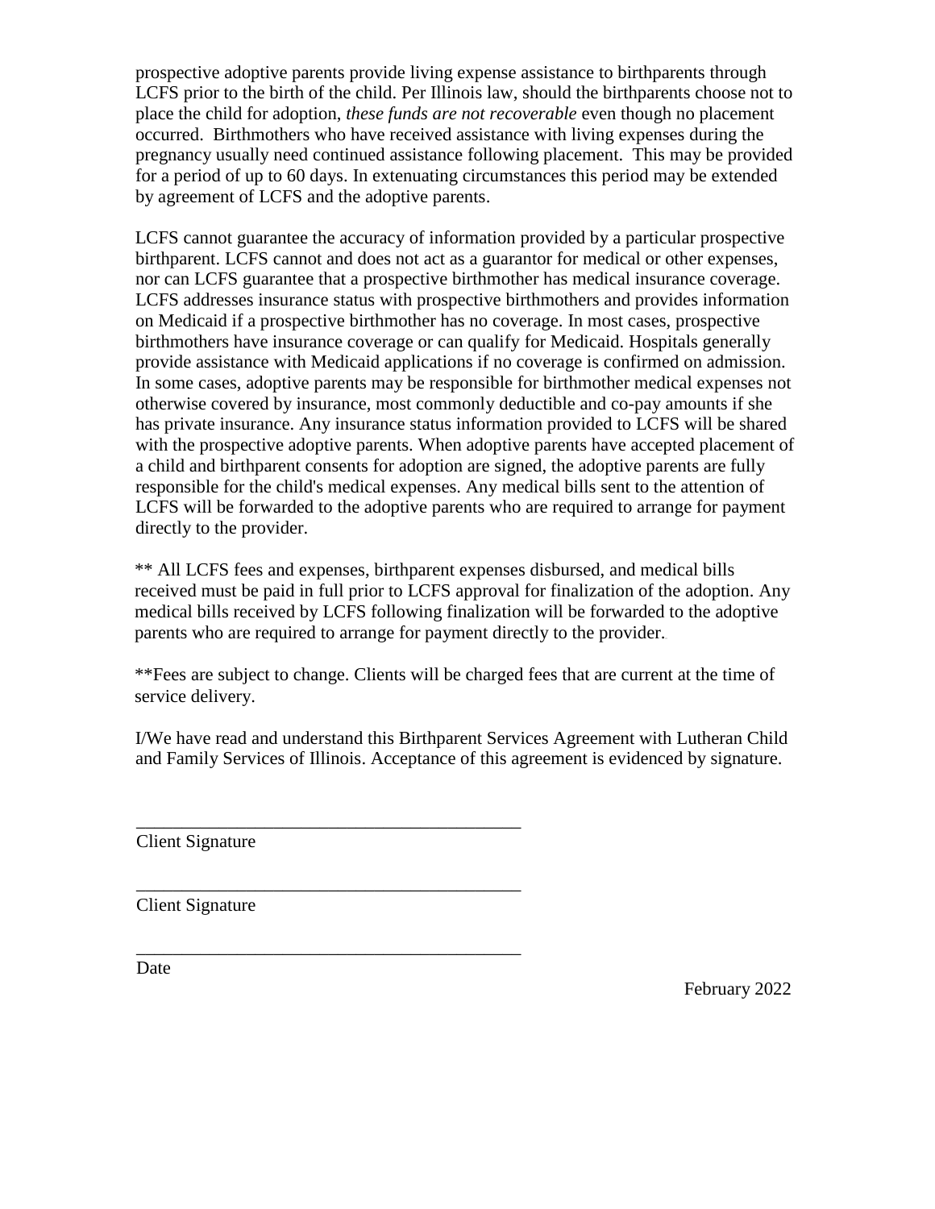prospective adoptive parents provide living expense assistance to birthparents through LCFS prior to the birth of the child. Per Illinois law, should the birthparents choose not to place the child for adoption, *these funds are not recoverable* even though no placement occurred. Birthmothers who have received assistance with living expenses during the pregnancy usually need continued assistance following placement. This may be provided for a period of up to 60 days. In extenuating circumstances this period may be extended by agreement of LCFS and the adoptive parents.

LCFS cannot guarantee the accuracy of information provided by a particular prospective birthparent. LCFS cannot and does not act as a guarantor for medical or other expenses, nor can LCFS guarantee that a prospective birthmother has medical insurance coverage. LCFS addresses insurance status with prospective birthmothers and provides information on Medicaid if a prospective birthmother has no coverage. In most cases, prospective birthmothers have insurance coverage or can qualify for Medicaid. Hospitals generally provide assistance with Medicaid applications if no coverage is confirmed on admission. In some cases, adoptive parents may be responsible for birthmother medical expenses not otherwise covered by insurance, most commonly deductible and co-pay amounts if she has private insurance. Any insurance status information provided to LCFS will be shared with the prospective adoptive parents. When adoptive parents have accepted placement of a child and birthparent consents for adoption are signed, the adoptive parents are fully responsible for the child's medical expenses. Any medical bills sent to the attention of LCFS will be forwarded to the adoptive parents who are required to arrange for payment directly to the provider.

** All LCFS fees and expenses, birthparent expenses disbursed, and medical bills received must be paid in full prior to LCFS approval for finalization of the adoption. Any medical bills received by LCFS following finalization will be forwarded to the adoptive parents who are required to arrange for payment directly to the provider.

**Fees are subject to change. Clients will be charged fees that are current at the time of service delivery.

I/We have read and understand this Birthparent Services Agreement with Lutheran Child and Family Services of Illinois. Acceptance of this agreement is evidenced by signature.

\_\_\_\_\_\_\_\_\_\_\_\_\_\_\_\_\_\_\_\_\_\_\_\_\_\_\_\_\_\_\_\_\_\_\_\_\_\_\_\_\_\_\_
Client Signature

\_\_\_\_\_\_\_\_\_\_\_\_\_\_\_\_\_\_\_\_\_\_\_\_\_\_\_\_\_\_\_\_\_\_\_\_\_\_\_\_\_\_\_
Client Signature

\_\_\_\_\_\_\_\_\_\_\_\_\_\_\_\_\_\_\_\_\_\_\_\_\_\_\_\_\_\_\_\_\_\_\_\_\_\_\_\_\_\_\_
Date

February 2022